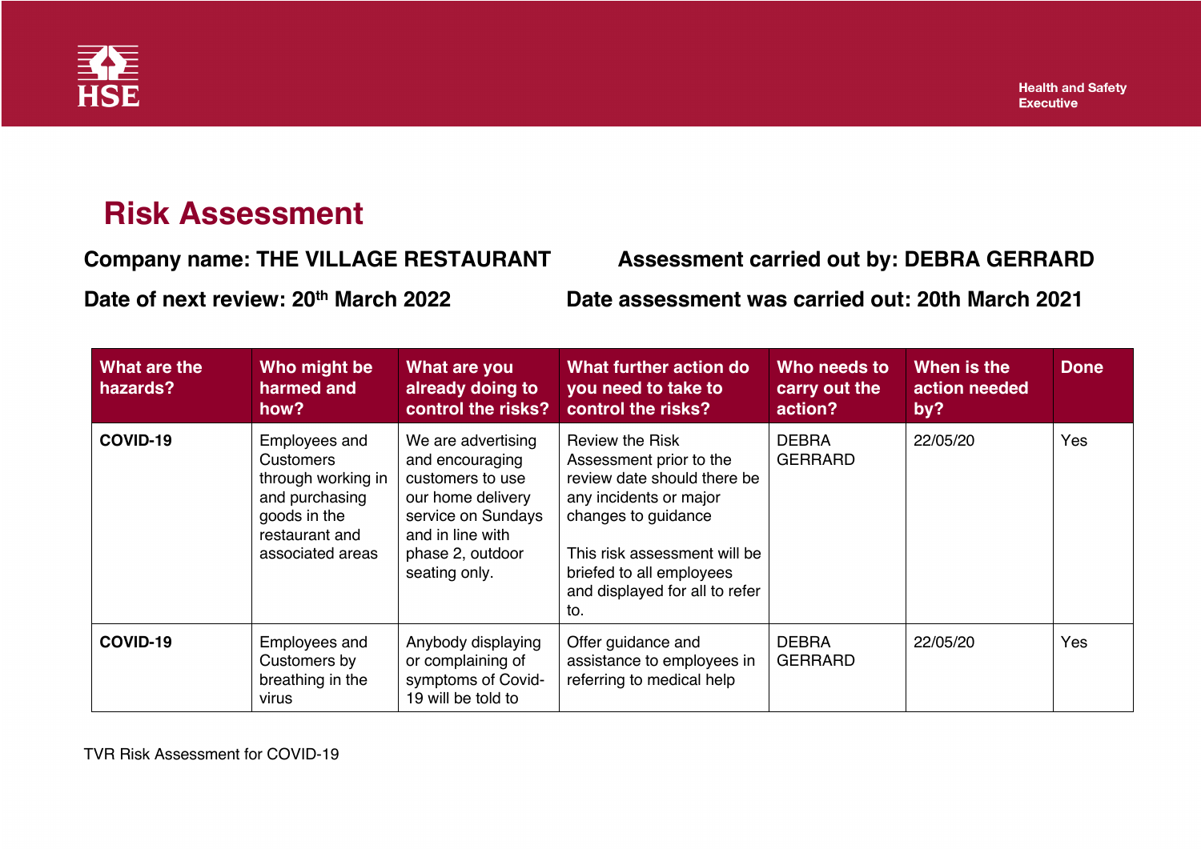# Risk Assessment

**Company name: THE VILLAGE RESTAURANT** **Assessment carried out by: DEBRA GERRARD**

**Date of next review: 20th March 2022** **Date assessment was carried out: 20th March 2021**

| What are the hazards? | Who might be harmed and how? | What are you already doing to control the risks? | What further action do you need to take to control the risks? | Who needs to carry out the action? | When is the action needed by? | Done |
|---|---|---|---|---|---|---|
| **COVID-19** | Employees and Customers through working in and purchasing goods in the restaurant and associated areas | We are advertising and encouraging customers to use our home delivery service on Sundays and in line with phase 2, outdoor seating only. | Review the Risk Assessment prior to the review date should there be any incidents or major changes to guidance<br><br>This risk assessment will be briefed to all employees and displayed for all to refer to. | DEBRA GERRARD | 22/05/20 | Yes |
| **COVID-19** | Employees and Customers by breathing in the virus | Anybody displaying or complaining of symptoms of Covid-19 will be told to | Offer guidance and assistance to employees in referring to medical help | DEBRA GERRARD | 22/05/20 | Yes |

TVR Risk Assessment for COVID-19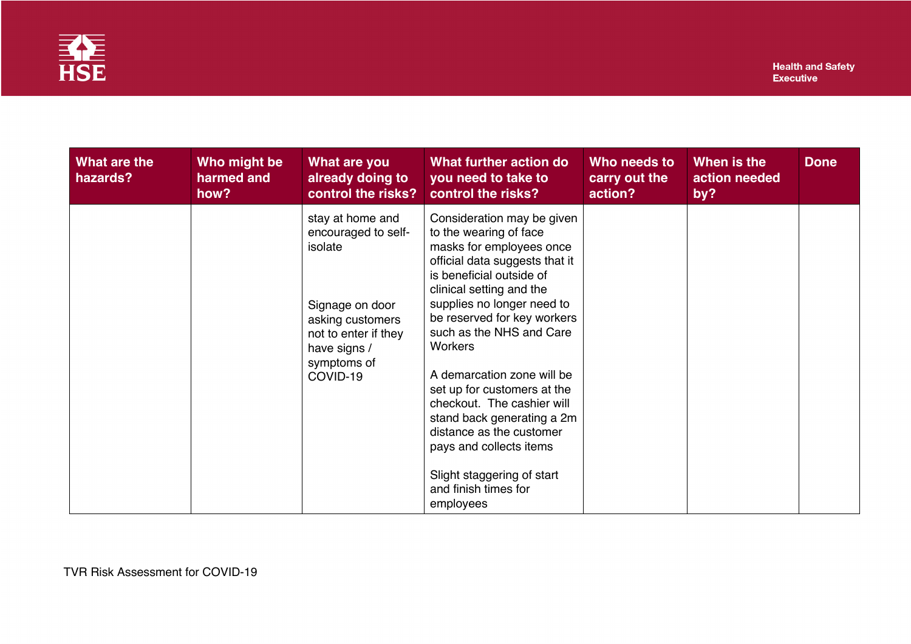| What are the hazards? | Who might be harmed and how? | What are you already doing to control the risks? | What further action do you need to take to control the risks? | Who needs to carry out the action? | When is the action needed by? | Done |
|---|---|---|---|---|---|---|
| | | stay at home and encouraged to self-isolate<br><br>Signage on door asking customers not to enter if they have signs / symptoms of COVID-19 | Consideration may be given to the wearing of face masks for employees once official data suggests that it is beneficial outside of clinical setting and the supplies no longer need to be reserved for key workers such as the NHS and Care Workers<br><br>A demarcation zone will be set up for customers at the checkout. The cashier will stand back generating a 2m distance as the customer pays and collects items<br><br>Slight staggering of start and finish times for employees | | | |

TVR Risk Assessment for COVID-19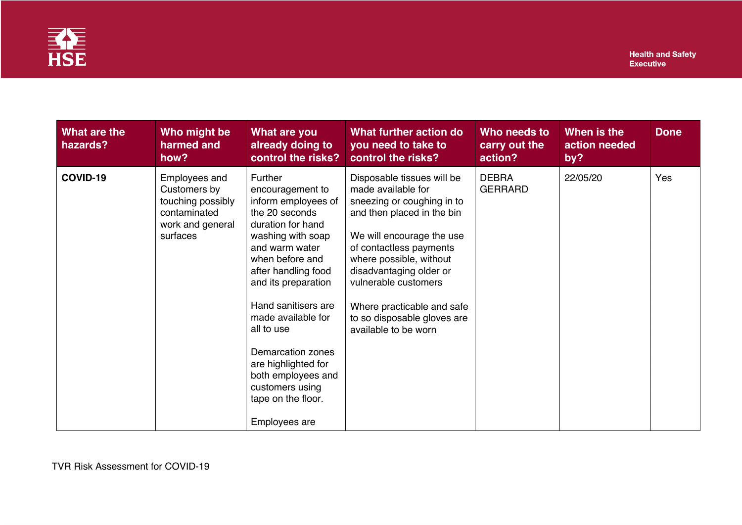| What are the hazards? | Who might be harmed and how? | What are you already doing to control the risks? | What further action do you need to take to control the risks? | Who needs to carry out the action? | When is the action needed by? | Done |
|---|---|---|---|---|---|---|
| **COVID-19** | Employees and Customers by touching possibly contaminated work and general surfaces | Further encouragement to inform employees of the 20 seconds duration for hand washing with soap and warm water when before and after handling food and its preparation<br><br>Hand sanitisers are made available for all to use<br><br>Demarcation zones are highlighted for both employees and customers using tape on the floor.<br><br>Employees are | Disposable tissues will be made available for sneezing or coughing in to and then placed in the bin<br><br>We will encourage the use of contactless payments where possible, without disadvantaging older or vulnerable customers<br><br>Where practicable and safe to so disposable gloves are available to be worn | DEBRA GERRARD | 22/05/20 | Yes |

TVR Risk Assessment for COVID-19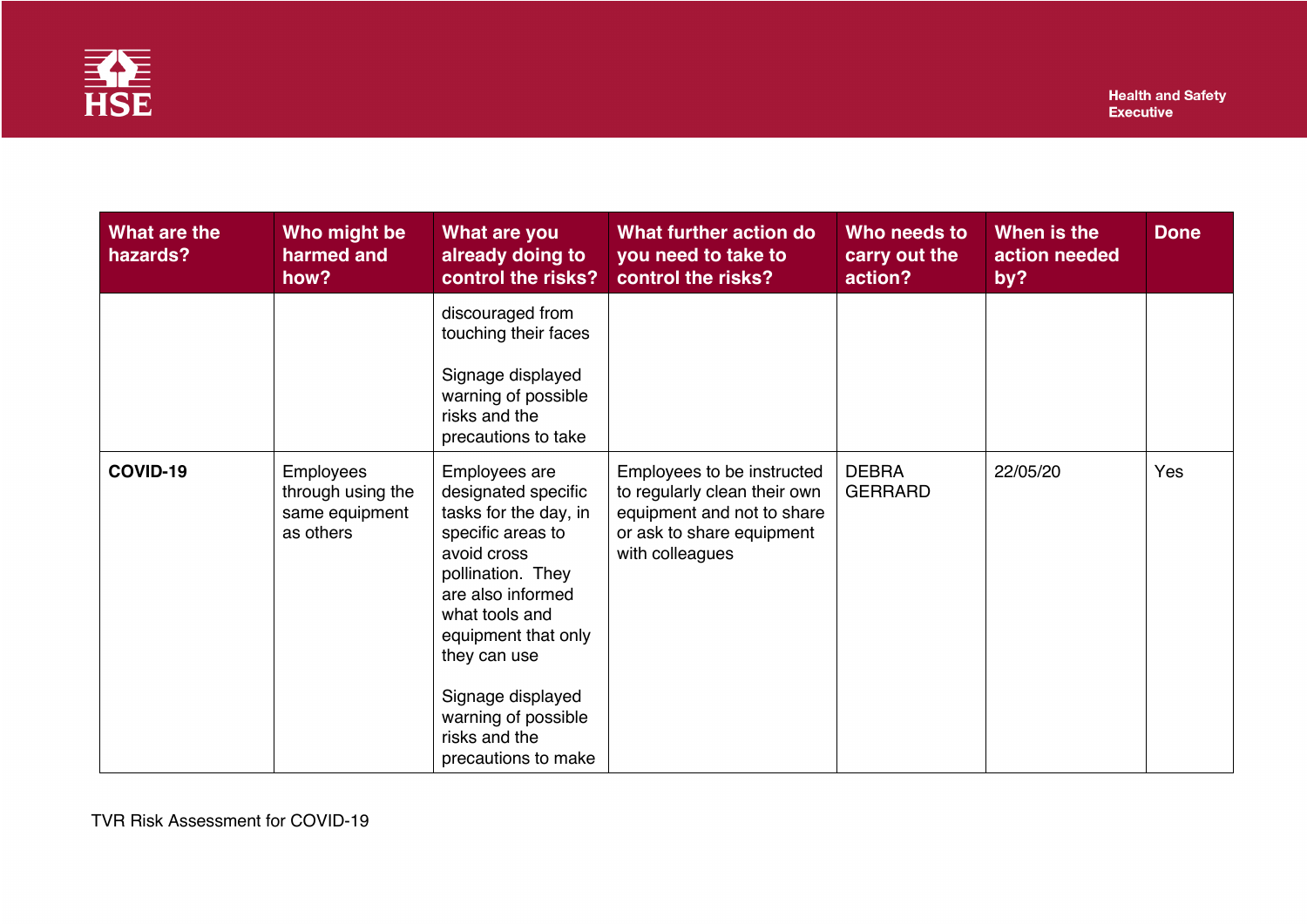| What are the hazards? | Who might be harmed and how? | What are you already doing to control the risks? | What further action do you need to take to control the risks? | Who needs to carry out the action? | When is the action needed by? | Done |
|---|---|---|---|---|---|---|
| | | discouraged from touching their faces<br><br>Signage displayed warning of possible risks and the precautions to take | | | | |
| **COVID-19** | Employees through using the same equipment as others | Employees are designated specific tasks for the day, in specific areas to avoid cross pollination. They are also informed what tools and equipment that only they can use<br><br>Signage displayed warning of possible risks and the precautions to make | Employees to be instructed to regularly clean their own equipment and not to share or ask to share equipment with colleagues | DEBRA GERRARD | 22/05/20 | Yes |

TVR Risk Assessment for COVID-19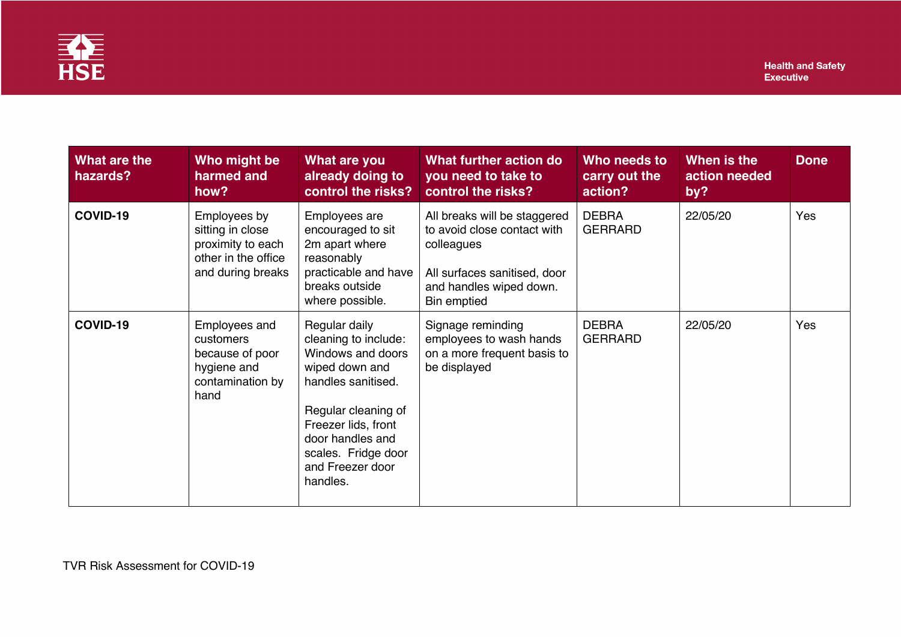| What are the hazards? | Who might be harmed and how? | What are you already doing to control the risks? | What further action do you need to take to control the risks? | Who needs to carry out the action? | When is the action needed by? | Done |
|---|---|---|---|---|---|---|
| **COVID-19** | Employees by sitting in close proximity to each other in the office and during breaks | Employees are encouraged to sit 2m apart where reasonably practicable and have breaks outside where possible. | All breaks will be staggered to avoid close contact with colleagues<br><br>All surfaces sanitised, door and handles wiped down. Bin emptied | DEBRA GERRARD | 22/05/20 | Yes |
| **COVID-19** | Employees and customers because of poor hygiene and contamination by hand | Regular daily cleaning to include: Windows and doors wiped down and handles sanitised.<br><br>Regular cleaning of Freezer lids, front door handles and scales. Fridge door and Freezer door handles. | Signage reminding employees to wash hands on a more frequent basis to be displayed | DEBRA GERRARD | 22/05/20 | Yes |

TVR Risk Assessment for COVID-19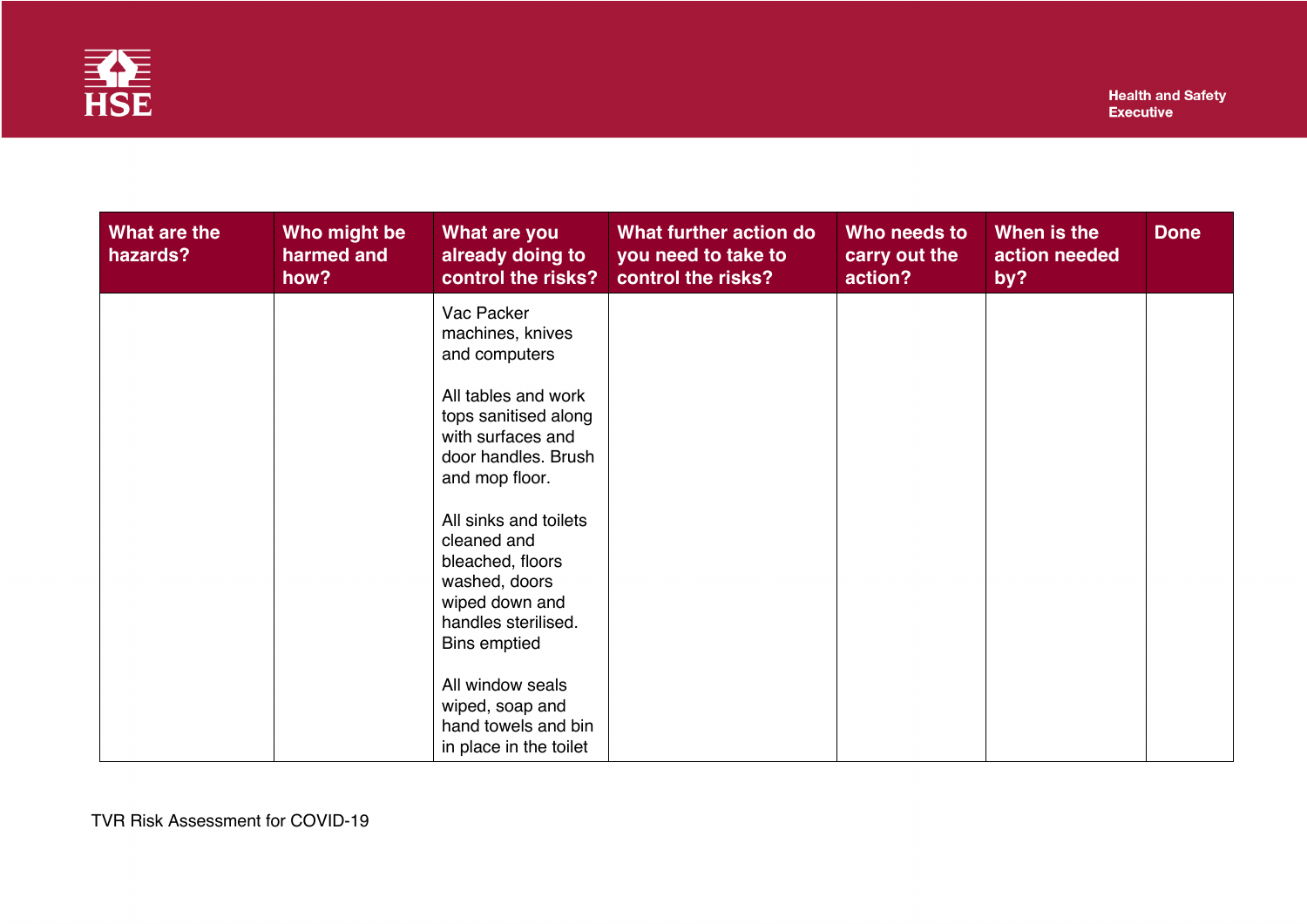| What are the hazards? | Who might be harmed and how? | What are you already doing to control the risks? | What further action do you need to take to control the risks? | Who needs to carry out the action? | When is the action needed by? | Done |
|---|---|---|---|---|---|---|
| | | Vac Packer machines, knives and computers<br><br>All tables and work tops sanitised along with surfaces and door handles. Brush and mop floor.<br><br>All sinks and toilets cleaned and bleached, floors washed, doors wiped down and handles sterilised. Bins emptied<br><br>All window seals wiped, soap and hand towels and bin in place in the toilet | | | | |

TVR Risk Assessment for COVID-19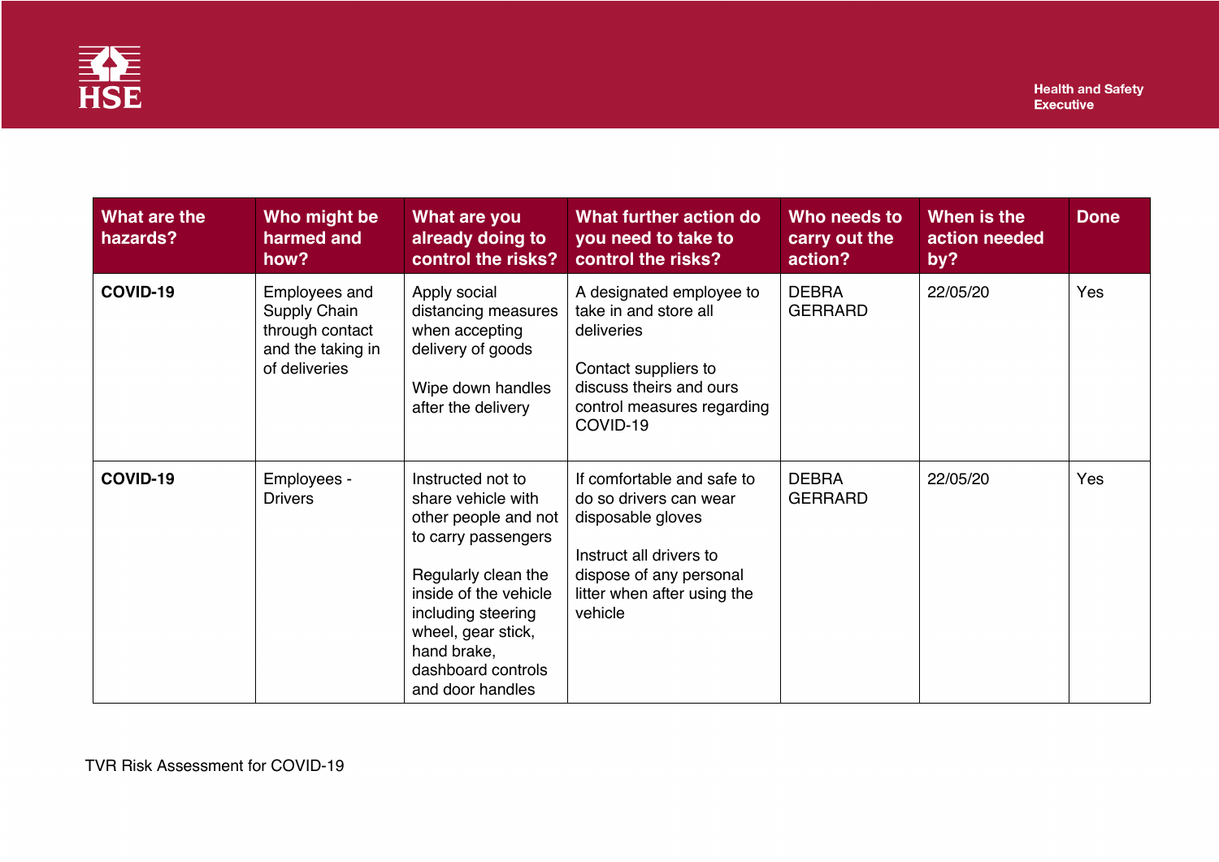| What are the hazards? | Who might be harmed and how? | What are you already doing to control the risks? | What further action do you need to take to control the risks? | Who needs to carry out the action? | When is the action needed by? | Done |
|---|---|---|---|---|---|---|
| **COVID-19** | Employees and Supply Chain through contact and the taking in of deliveries | Apply social distancing measures when accepting delivery of goods<br><br>Wipe down handles after the delivery | A designated employee to take in and store all deliveries<br><br>Contact suppliers to discuss theirs and ours control measures regarding COVID-19 | DEBRA GERRARD | 22/05/20 | Yes |
| **COVID-19** | Employees - Drivers | Instructed not to share vehicle with other people and not to carry passengers<br><br>Regularly clean the inside of the vehicle including steering wheel, gear stick, hand brake, dashboard controls and door handles | If comfortable and safe to do so drivers can wear disposable gloves<br><br>Instruct all drivers to dispose of any personal litter when after using the vehicle | DEBRA GERRARD | 22/05/20 | Yes |

TVR Risk Assessment for COVID-19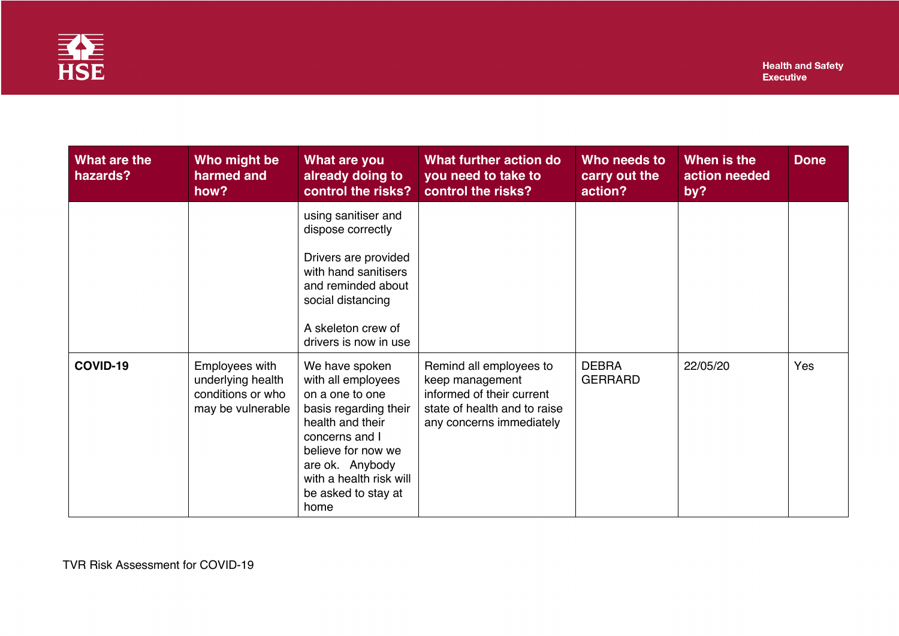| What are the hazards? | Who might be harmed and how? | What are you already doing to control the risks? | What further action do you need to take to control the risks? | Who needs to carry out the action? | When is the action needed by? | Done |
|---|---|---|---|---|---|---|
| | | using sanitiser and dispose correctly<br><br>Drivers are provided with hand sanitisers and reminded about social distancing<br><br>A skeleton crew of drivers is now in use | | | | |
| **COVID-19** | Employees with underlying health conditions or who may be vulnerable | We have spoken with all employees on a one to one basis regarding their health and their concerns and I believe for now we are ok. Anybody with a health risk will be asked to stay at home | Remind all employees to keep management informed of their current state of health and to raise any concerns immediately | DEBRA GERRARD | 22/05/20 | Yes |

TVR Risk Assessment for COVID-19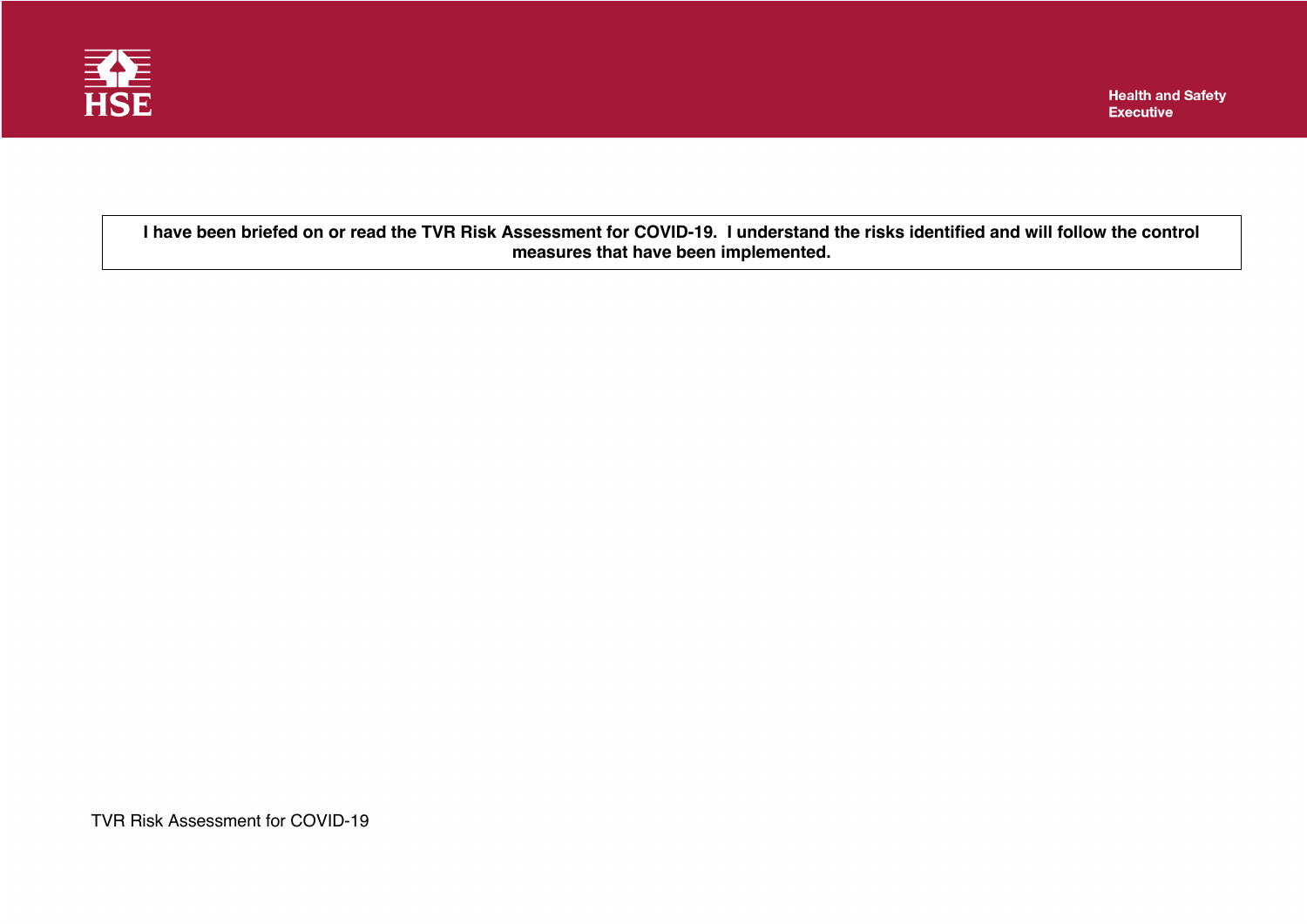**I have been briefed on or read the TVR Risk Assessment for COVID-19. I understand the risks identified and will follow the control measures that have been implemented.**